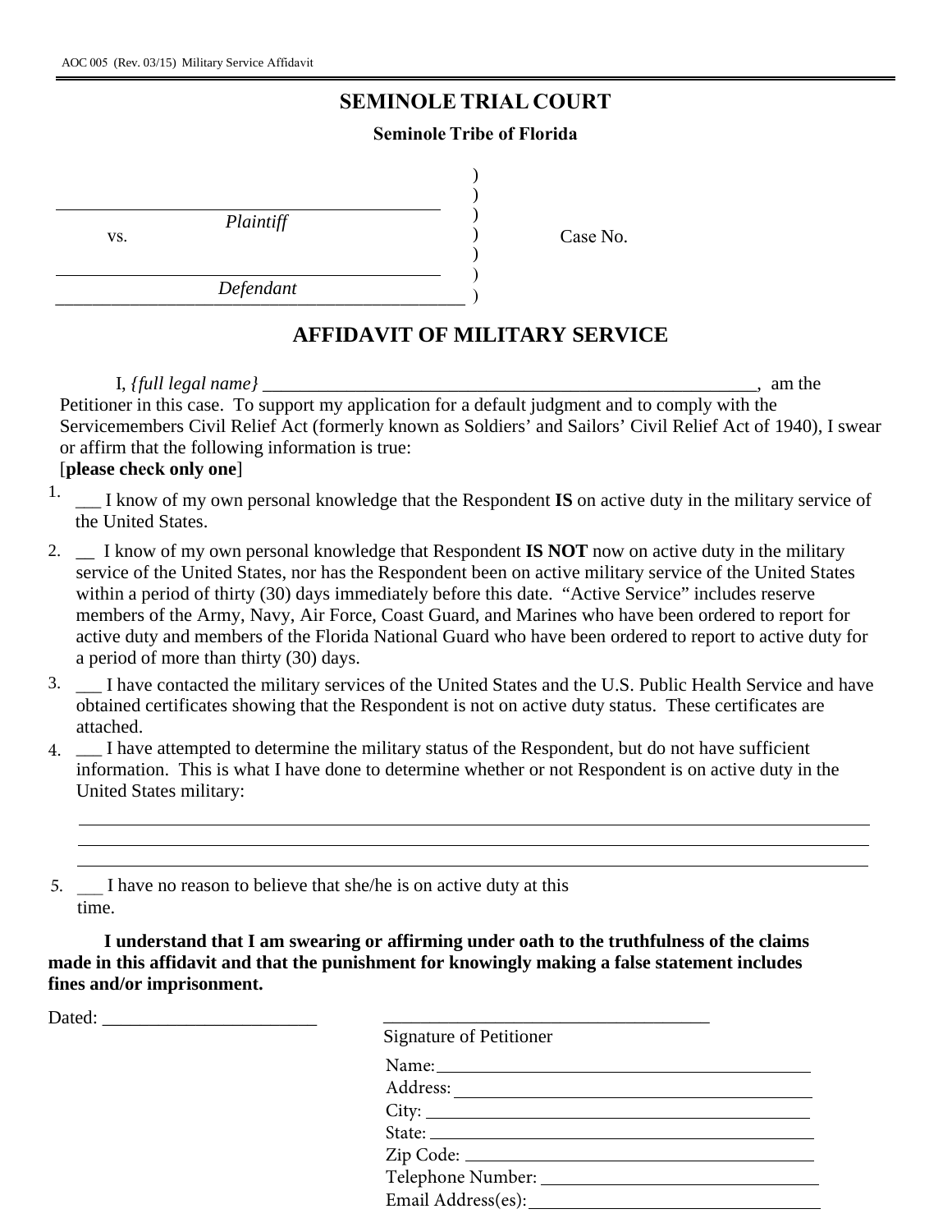AOC 005 (Rev. 03/15) Military Service Affidavit

# SEMINOLE TRIAL COURT

**Seminole Tribe of Florida**

| | | |
|---|---|---|
| ___________________________ *Plaintiff* | ) | |
| vs. | ) | Case No. |
| ___________________________ *Defendant* | ) | |

## AFFIDAVIT OF MILITARY SERVICE

I, *{full legal name}* ________________________________________________, am the Petitioner in this case. To support my application for a default judgment and to comply with the Servicemembers Civil Relief Act (formerly known as Soldiers' and Sailors' Civil Relief Act of 1940), I swear or affirm that the following information is true:

[**please check only one**]

1. ___ I know of my own personal knowledge that the Respondent **IS** on active duty in the military service of the United States.
2. __ I know of my own personal knowledge that Respondent **IS NOT** now on active duty in the military service of the United States, nor has the Respondent been on active military service of the United States within a period of thirty (30) days immediately before this date. "Active Service" includes reserve members of the Army, Navy, Air Force, Coast Guard, and Marines who have been ordered to report for active duty and members of the Florida National Guard who have been ordered to report to active duty for a period of more than thirty (30) days.
3. ___ I have contacted the military services of the United States and the U.S. Public Health Service and have obtained certificates showing that the Respondent is not on active duty status. These certificates are attached.
4. ___ I have attempted to determine the military status of the Respondent, but do not have sufficient information. This is what I have done to determine whether or not Respondent is on active duty in the United States military:

   ______________________________________________________________________________

   ______________________________________________________________________________

   ______________________________________________________________________________

5. ___ I have no reason to believe that she/he is on active duty at this time.

**I understand that I am swearing or affirming under oath to the truthfulness of the claims made in this affidavit and that the punishment for knowingly making a false statement includes fines and/or imprisonment.**

Dated: _______________________ ___________________________________

Signature of Petitioner

Name: ____________________________________

Address: __________________________________

City: _____________________________________

State: ____________________________________

Zip Code: _________________________________

Telephone Number: __________________________

Email Address(es): __________________________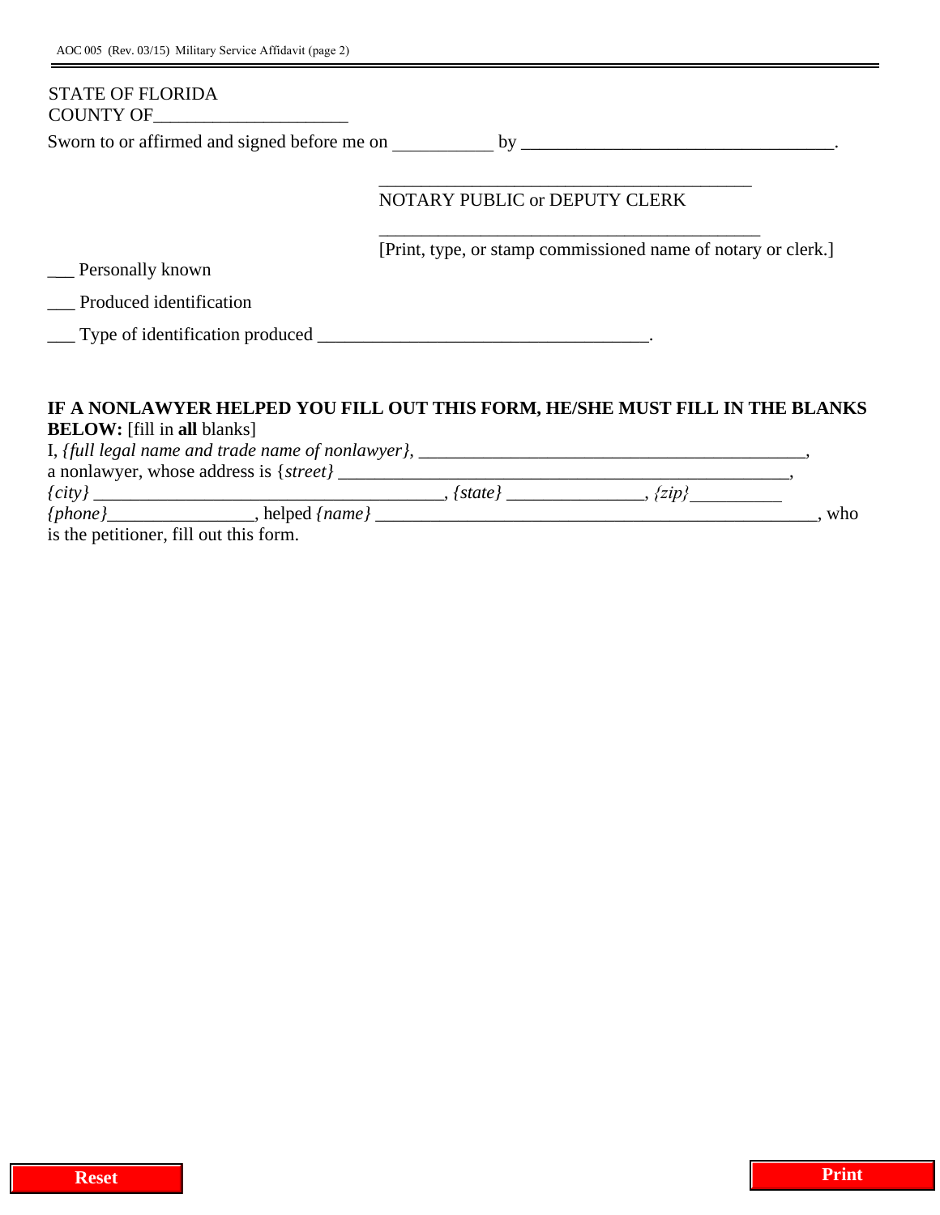STATE OF FLORIDA
COUNTY OF____________________

Sworn to or affirmed and signed before me on __________ by ______________________________.

______________________________________
NOTARY PUBLIC or DEPUTY CLERK

______________________________________
[Print, type, or stamp commissioned name of notary or clerk.]

___ Personally known

___ Produced identification

___ Type of identification produced ________________________________.

**IF A NONLAWYER HELPED YOU FILL OUT THIS FORM, HE/SHE MUST FILL IN THE BLANKS BELOW:** [fill in **all** blanks]

I, *{full legal name and trade name of nonlawyer}*, ________________________________________,
a nonlawyer, whose address is *{street}* ______________________________________________,
*{city}* ___________________________________, *{state}* ______________, *{zip}*_________
*{phone}*_______________, helped *{name}* _______________________________________________, who
is the petitioner, fill out this form.